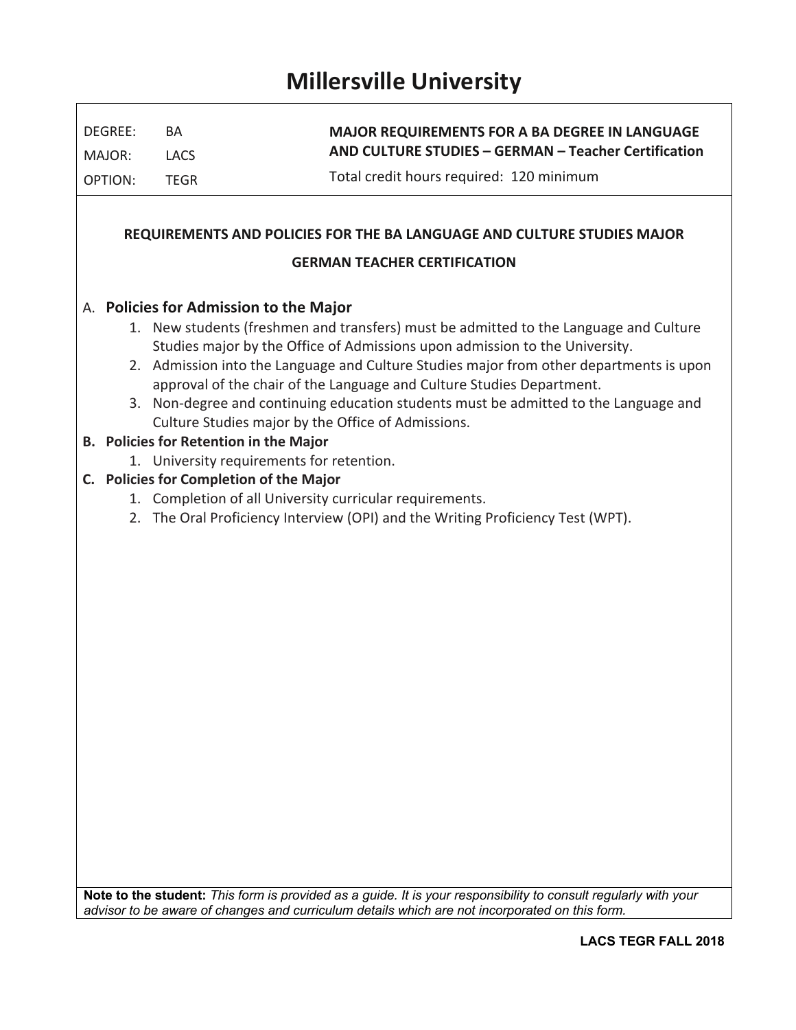# Millersville University

| DEGREE: | BA | **MAJOR REQUIREMENTS FOR A BA DEGREE IN LANGUAGE AND CULTURE STUDIES – GERMAN – Teacher Certification** |
|---|---|---|
| MAJOR: | LACS | Total credit hours required: 120 minimum |
| OPTION: | TEGR | |

## REQUIREMENTS AND POLICIES FOR THE BA LANGUAGE AND CULTURE STUDIES MAJOR

## GERMAN TEACHER CERTIFICATION

A. **Policies for Admission to the Major**
   1. New students (freshmen and transfers) must be admitted to the Language and Culture Studies major by the Office of Admissions upon admission to the University.
   2. Admission into the Language and Culture Studies major from other departments is upon approval of the chair of the Language and Culture Studies Department.
   3. Non-degree and continuing education students must be admitted to the Language and Culture Studies major by the Office of Admissions.

**B. Policies for Retention in the Major**
   1. University requirements for retention.

**C. Policies for Completion of the Major**
   1. Completion of all University curricular requirements.
   2. The Oral Proficiency Interview (OPI) and the Writing Proficiency Test (WPT).

**Note to the student:** *This form is provided as a guide. It is your responsibility to consult regularly with your advisor to be aware of changes and curriculum details which are not incorporated on this form.*

**LACS TEGR FALL 2018**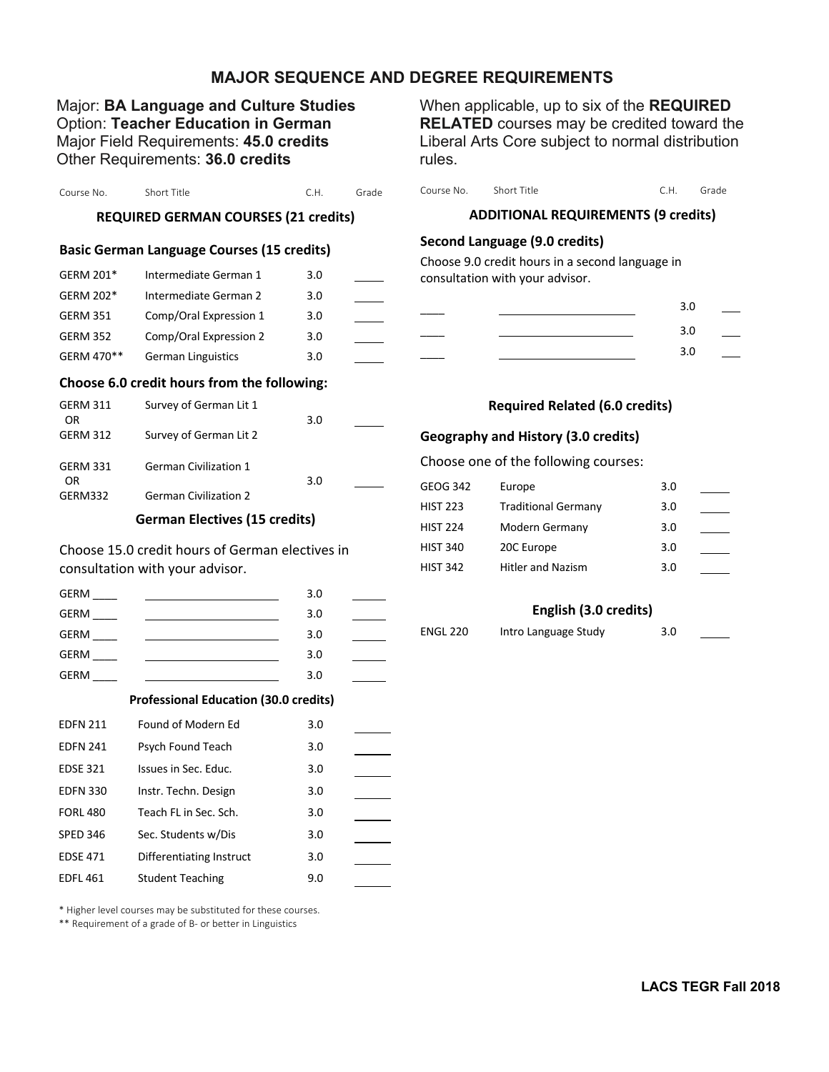# MAJOR SEQUENCE AND DEGREE REQUIREMENTS

Major: **BA Language and Culture Studies**
Option: **Teacher Education in German**
Major Field Requirements: **45.0 credits**
Other Requirements: **36.0 credits**

| Course No. | Short Title | C.H. | Grade |
|---|---|---|---|

### REQUIRED GERMAN COURSES (21 credits)

**Basic German Language Courses (15 credits)**

| Course No. | Short Title | C.H. | Grade |
|---|---|---|---|
| GERM 201* | Intermediate German 1 | 3.0 | _____ |
| GERM 202* | Intermediate German 2 | 3.0 | _____ |
| GERM 351 | Comp/Oral Expression 1 | 3.0 | _____ |
| GERM 352 | Comp/Oral Expression 2 | 3.0 | _____ |
| GERM 470** | German Linguistics | 3.0 | _____ |

**Choose 6.0 credit hours from the following:**

| Course No. | Short Title | C.H. | Grade |
|---|---|---|---|
| GERM 311 OR GERM 312 | Survey of German Lit 1 / Survey of German Lit 2 | 3.0 | _____ |
| GERM 331 OR GERM332 | German Civilization 1 / German Civilization 2 | 3.0 | _____ |

**German Electives (15 credits)**

Choose 15.0 credit hours of German electives in consultation with your advisor.

| Course No. | Short Title | C.H. | Grade |
|---|---|---|---|
| GERM ____ | ____________ | 3.0 | _____ |
| GERM ____ | ____________ | 3.0 | _____ |
| GERM ____ | ____________ | 3.0 | _____ |
| GERM ____ | ____________ | 3.0 | _____ |
| GERM ____ | ____________ | 3.0 | _____ |

**Professional Education (30.0 credits)**

| Course No. | Short Title | C.H. | Grade |
|---|---|---|---|
| EDFN 211 | Found of Modern Ed | 3.0 | _____ |
| EDFN 241 | Psych Found Teach | 3.0 | _____ |
| EDSE 321 | Issues in Sec. Educ. | 3.0 | _____ |
| EDFN 330 | Instr. Techn. Design | 3.0 | _____ |
| FORL 480 | Teach FL in Sec. Sch. | 3.0 | _____ |
| SPED 346 | Sec. Students w/Dis | 3.0 | _____ |
| EDSE 471 | Differentiating Instruct | 3.0 | _____ |
| EDFL 461 | Student Teaching | 9.0 | _____ |

\* Higher level courses may be substituted for these courses.
** Requirement of a grade of B- or better in Linguistics

When applicable, up to six of the **REQUIRED RELATED** courses may be credited toward the Liberal Arts Core subject to normal distribution rules.

### ADDITIONAL REQUIREMENTS (9 credits)

**Second Language (9.0 credits)**

Choose 9.0 credit hours in a second language in consultation with your advisor.

| Course No. | Short Title | C.H. | Grade |
|---|---|---|---|
| ____ | ____________ | 3.0 | ___ |
| ____ | ____________ | 3.0 | ___ |
| ____ | ____________ | 3.0 | ___ |

**Required Related (6.0 credits)**

**Geography and History (3.0 credits)**

Choose one of the following courses:

| Course No. | Short Title | C.H. | Grade |
|---|---|---|---|
| GEOG 342 | Europe | 3.0 | _____ |
| HIST 223 | Traditional Germany | 3.0 | _____ |
| HIST 224 | Modern Germany | 3.0 | _____ |
| HIST 340 | 20C Europe | 3.0 | _____ |
| HIST 342 | Hitler and Nazism | 3.0 | _____ |

**English (3.0 credits)**

| Course No. | Short Title | C.H. | Grade |
|---|---|---|---|
| ENGL 220 | Intro Language Study | 3.0 | _____ |

LACS TEGR Fall 2018